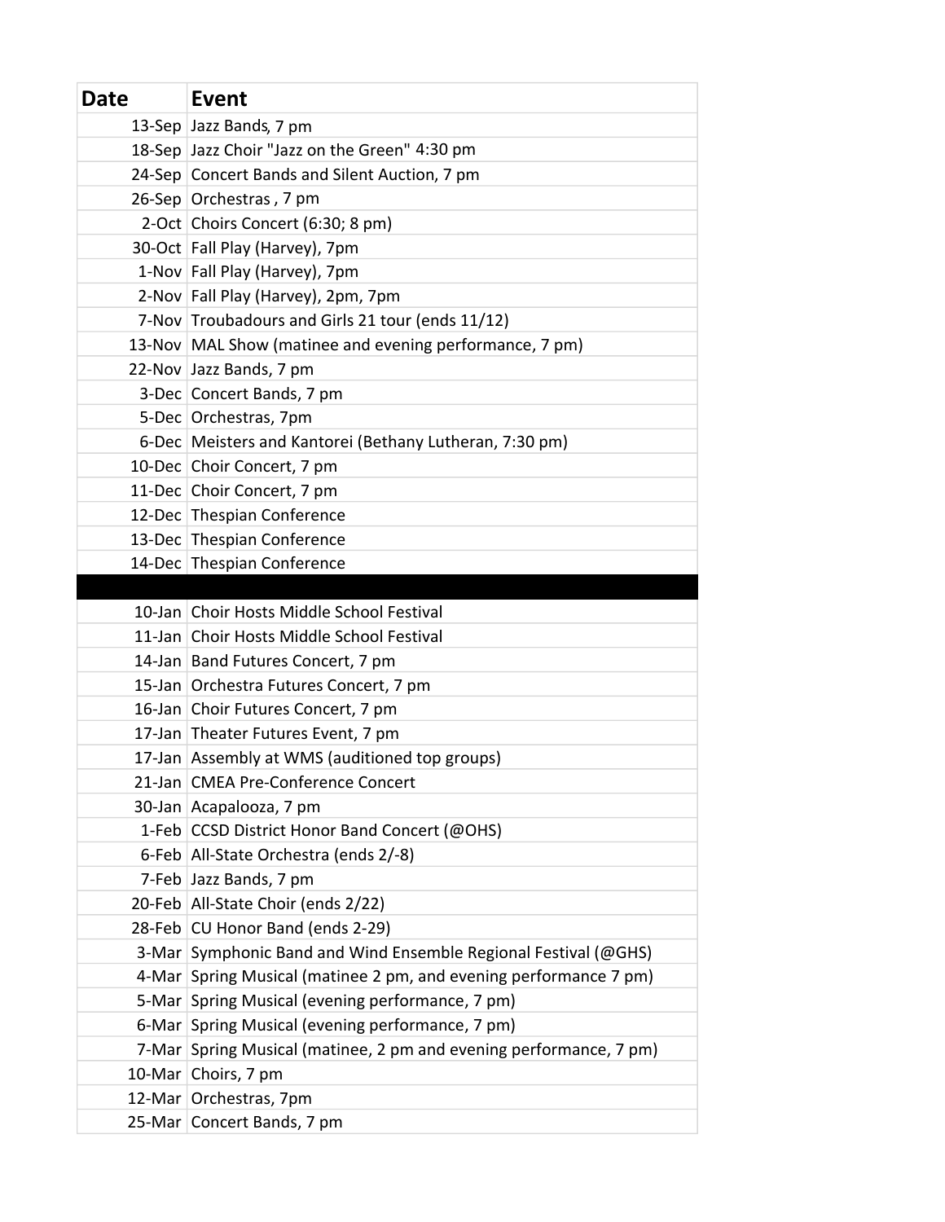| Date | Event |
|---|---|
| 13-Sep | Jazz Bands, 7 pm |
| 18-Sep | Jazz Choir "Jazz on the Green" 4:30 pm |
| 24-Sep | Concert Bands and Silent Auction, 7 pm |
| 26-Sep | Orchestras , 7 pm |
| 2-Oct | Choirs Concert (6:30; 8 pm) |
| 30-Oct | Fall Play (Harvey), 7pm |
| 1-Nov | Fall Play (Harvey), 7pm |
| 2-Nov | Fall Play (Harvey), 2pm, 7pm |
| 7-Nov | Troubadours and Girls 21 tour (ends 11/12) |
| 13-Nov | MAL Show (matinee and evening performance, 7 pm) |
| 22-Nov | Jazz Bands, 7 pm |
| 3-Dec | Concert Bands, 7 pm |
| 5-Dec | Orchestras, 7pm |
| 6-Dec | Meisters and Kantorei (Bethany Lutheran, 7:30 pm) |
| 10-Dec | Choir Concert, 7 pm |
| 11-Dec | Choir Concert, 7 pm |
| 12-Dec | Thespian Conference |
| 13-Dec | Thespian Conference |
| 14-Dec | Thespian Conference |
| | |
| 10-Jan | Choir Hosts Middle School Festival |
| 11-Jan | Choir Hosts Middle School Festival |
| 14-Jan | Band Futures Concert, 7 pm |
| 15-Jan | Orchestra Futures Concert, 7 pm |
| 16-Jan | Choir Futures Concert, 7 pm |
| 17-Jan | Theater Futures Event, 7 pm |
| 17-Jan | Assembly at WMS (auditioned top groups) |
| 21-Jan | CMEA Pre-Conference Concert |
| 30-Jan | Acapalooza, 7 pm |
| 1-Feb | CCSD District Honor Band Concert (@OHS) |
| 6-Feb | All-State Orchestra (ends 2/-8) |
| 7-Feb | Jazz Bands, 7 pm |
| 20-Feb | All-State Choir (ends 2/22) |
| 28-Feb | CU Honor Band (ends 2-29) |
| 3-Mar | Symphonic Band and Wind Ensemble Regional Festival (@GHS) |
| 4-Mar | Spring Musical (matinee 2 pm, and evening performance 7 pm) |
| 5-Mar | Spring Musical (evening performance, 7 pm) |
| 6-Mar | Spring Musical (evening performance, 7 pm) |
| 7-Mar | Spring Musical (matinee, 2 pm and evening performance, 7 pm) |
| 10-Mar | Choirs, 7 pm |
| 12-Mar | Orchestras, 7pm |
| 25-Mar | Concert Bands, 7 pm |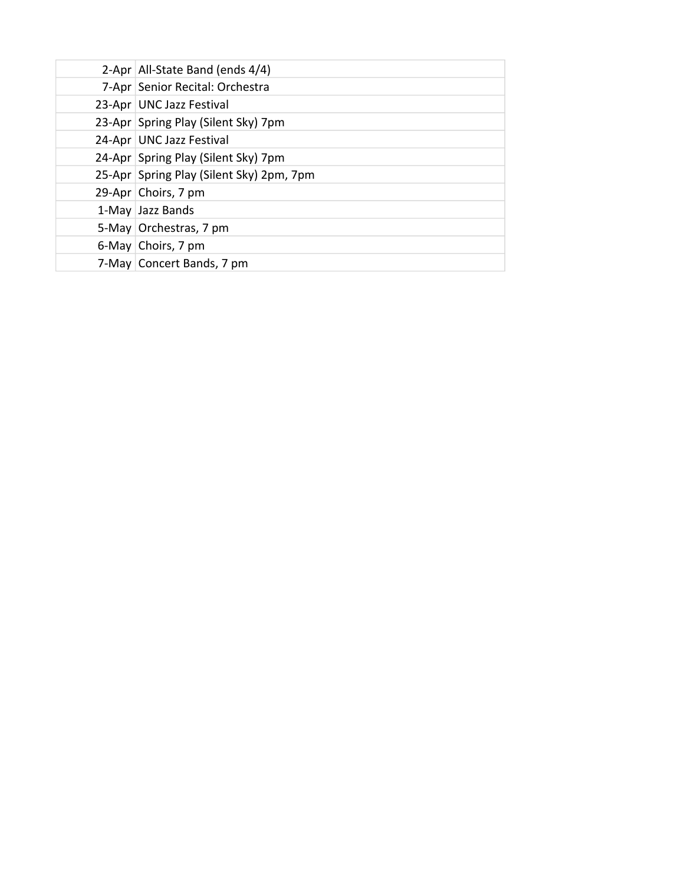| | |
|---|---|
| 2-Apr | All-State Band (ends 4/4) |
| 7-Apr | Senior Recital: Orchestra |
| 23-Apr | UNC Jazz Festival |
| 23-Apr | Spring Play (Silent Sky) 7pm |
| 24-Apr | UNC Jazz Festival |
| 24-Apr | Spring Play (Silent Sky) 7pm |
| 25-Apr | Spring Play (Silent Sky) 2pm, 7pm |
| 29-Apr | Choirs, 7 pm |
| 1-May | Jazz Bands |
| 5-May | Orchestras, 7 pm |
| 6-May | Choirs, 7 pm |
| 7-May | Concert Bands, 7 pm |